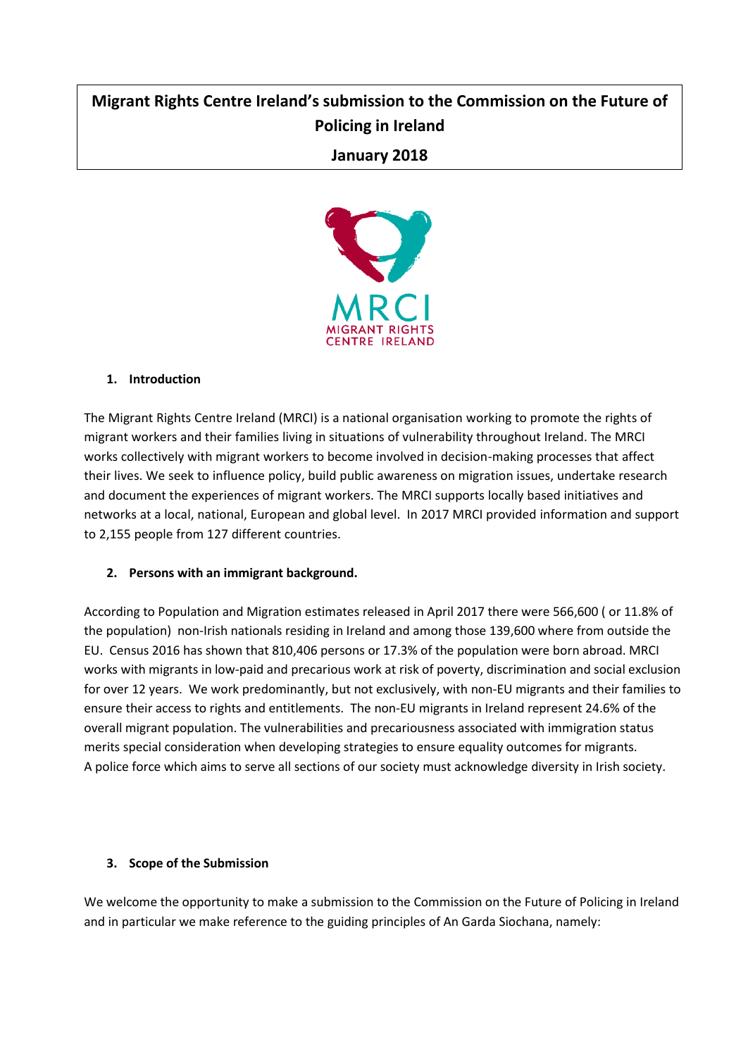# Migrant Rights Centre Ireland's submission to the Commission on the Future of Policing in Ireland

## January 2018

MRCI
MIGRANT RIGHTS
CENTRE IRELAND

### 1. Introduction

The Migrant Rights Centre Ireland (MRCI) is a national organisation working to promote the rights of migrant workers and their families living in situations of vulnerability throughout Ireland. The MRCI works collectively with migrant workers to become involved in decision-making processes that affect their lives. We seek to influence policy, build public awareness on migration issues, undertake research and document the experiences of migrant workers. The MRCI supports locally based initiatives and networks at a local, national, European and global level. In 2017 MRCI provided information and support to 2,155 people from 127 different countries.

### 2. Persons with an immigrant background.

According to Population and Migration estimates released in April 2017 there were 566,600 ( or 11.8% of the population) non-Irish nationals residing in Ireland and among those 139,600 where from outside the EU. Census 2016 has shown that 810,406 persons or 17.3% of the population were born abroad. MRCI works with migrants in low-paid and precarious work at risk of poverty, discrimination and social exclusion for over 12 years. We work predominantly, but not exclusively, with non-EU migrants and their families to ensure their access to rights and entitlements. The non-EU migrants in Ireland represent 24.6% of the overall migrant population. The vulnerabilities and precariousness associated with immigration status merits special consideration when developing strategies to ensure equality outcomes for migrants.
A police force which aims to serve all sections of our society must acknowledge diversity in Irish society.

### 3. Scope of the Submission

We welcome the opportunity to make a submission to the Commission on the Future of Policing in Ireland and in particular we make reference to the guiding principles of An Garda Siochana, namely: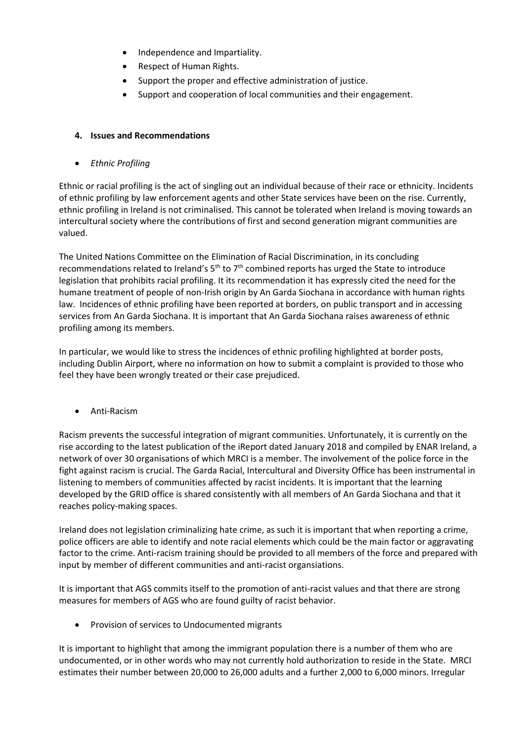- Independence and Impartiality.
- Respect of Human Rights.
- Support the proper and effective administration of justice.
- Support and cooperation of local communities and their engagement.

## 4. Issues and Recommendations

- *Ethnic Profiling*

Ethnic or racial profiling is the act of singling out an individual because of their race or ethnicity. Incidents of ethnic profiling by law enforcement agents and other State services have been on the rise. Currently, ethnic profiling in Ireland is not criminalised. This cannot be tolerated when Ireland is moving towards an intercultural society where the contributions of first and second generation migrant communities are valued.

The United Nations Committee on the Elimination of Racial Discrimination, in its concluding recommendations related to Ireland's 5th to 7th combined reports has urged the State to introduce legislation that prohibits racial profiling. It its recommendation it has expressly cited the need for the humane treatment of people of non-Irish origin by An Garda Siochana in accordance with human rights law. Incidences of ethnic profiling have been reported at borders, on public transport and in accessing services from An Garda Siochana. It is important that An Garda Siochana raises awareness of ethnic profiling among its members.

In particular, we would like to stress the incidences of ethnic profiling highlighted at border posts, including Dublin Airport, where no information on how to submit a complaint is provided to those who feel they have been wrongly treated or their case prejudiced.

- Anti-Racism

Racism prevents the successful integration of migrant communities. Unfortunately, it is currently on the rise according to the latest publication of the iReport dated January 2018 and compiled by ENAR Ireland, a network of over 30 organisations of which MRCI is a member. The involvement of the police force in the fight against racism is crucial. The Garda Racial, Intercultural and Diversity Office has been instrumental in listening to members of communities affected by racist incidents. It is important that the learning developed by the GRID office is shared consistently with all members of An Garda Siochana and that it reaches policy-making spaces.

Ireland does not legislation criminalizing hate crime, as such it is important that when reporting a crime, police officers are able to identify and note racial elements which could be the main factor or aggravating factor to the crime. Anti-racism training should be provided to all members of the force and prepared with input by member of different communities and anti-racist organsiations.

It is important that AGS commits itself to the promotion of anti-racist values and that there are strong measures for members of AGS who are found guilty of racist behavior.

- Provision of services to Undocumented migrants

It is important to highlight that among the immigrant population there is a number of them who are undocumented, or in other words who may not currently hold authorization to reside in the State. MRCI estimates their number between 20,000 to 26,000 adults and a further 2,000 to 6,000 minors. Irregular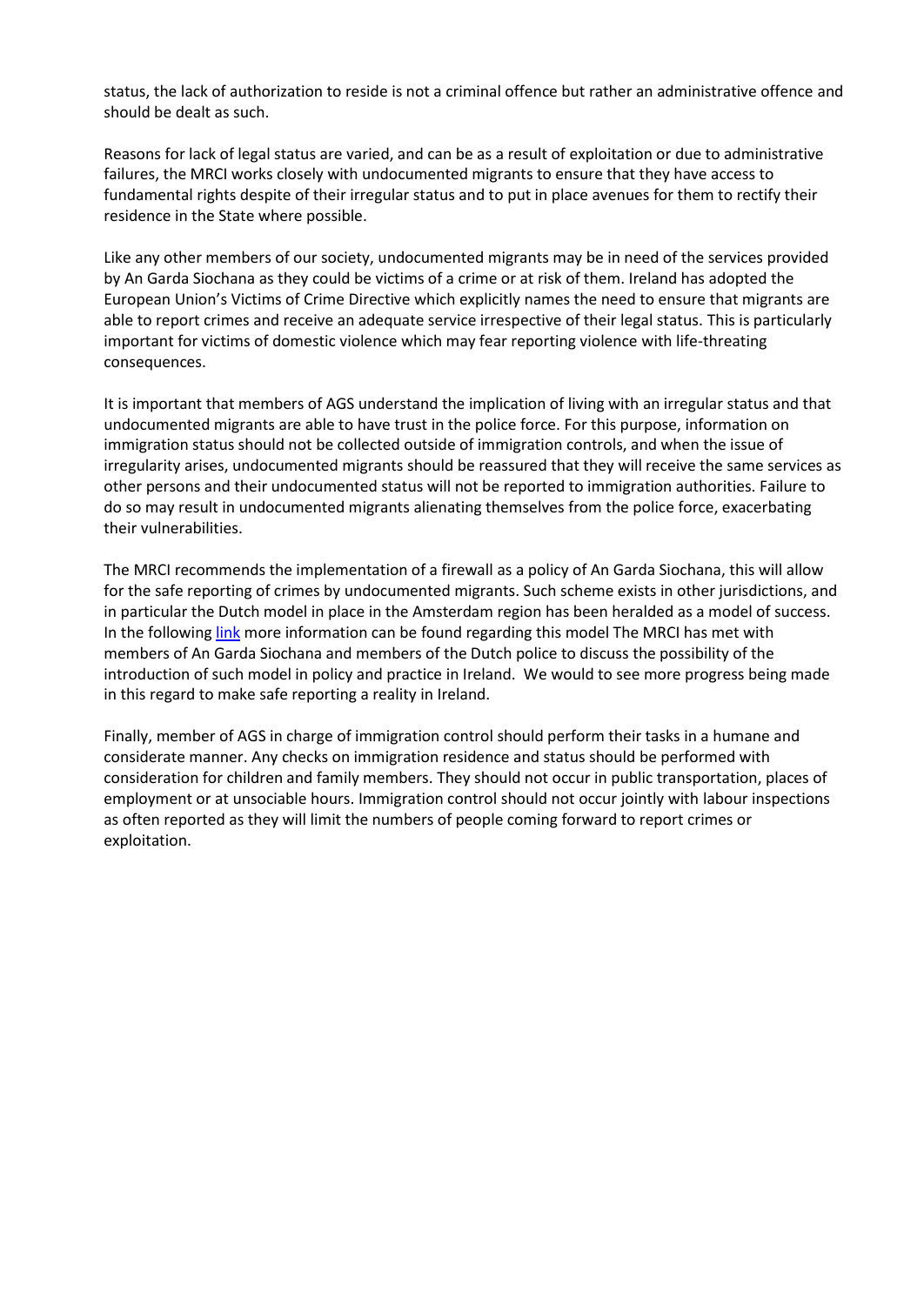status, the lack of authorization to reside is not a criminal offence but rather an administrative offence and should be dealt as such.

Reasons for lack of legal status are varied, and can be as a result of exploitation or due to administrative failures, the MRCI works closely with undocumented migrants to ensure that they have access to fundamental rights despite of their irregular status and to put in place avenues for them to rectify their residence in the State where possible.

Like any other members of our society, undocumented migrants may be in need of the services provided by An Garda Siochana as they could be victims of a crime or at risk of them. Ireland has adopted the European Union's Victims of Crime Directive which explicitly names the need to ensure that migrants are able to report crimes and receive an adequate service irrespective of their legal status. This is particularly important for victims of domestic violence which may fear reporting violence with life-threating consequences.

It is important that members of AGS understand the implication of living with an irregular status and that undocumented migrants are able to have trust in the police force. For this purpose, information on immigration status should not be collected outside of immigration controls, and when the issue of irregularity arises, undocumented migrants should be reassured that they will receive the same services as other persons and their undocumented status will not be reported to immigration authorities. Failure to do so may result in undocumented migrants alienating themselves from the police force, exacerbating their vulnerabilities.

The MRCI recommends the implementation of a firewall as a policy of An Garda Siochana, this will allow for the safe reporting of crimes by undocumented migrants. Such scheme exists in other jurisdictions, and in particular the Dutch model in place in the Amsterdam region has been heralded as a model of success. In the following link more information can be found regarding this model The MRCI has met with members of An Garda Siochana and members of the Dutch police to discuss the possibility of the introduction of such model in policy and practice in Ireland. We would to see more progress being made in this regard to make safe reporting a reality in Ireland.

Finally, member of AGS in charge of immigration control should perform their tasks in a humane and considerate manner. Any checks on immigration residence and status should be performed with consideration for children and family members. They should not occur in public transportation, places of employment or at unsociable hours. Immigration control should not occur jointly with labour inspections as often reported as they will limit the numbers of people coming forward to report crimes or exploitation.